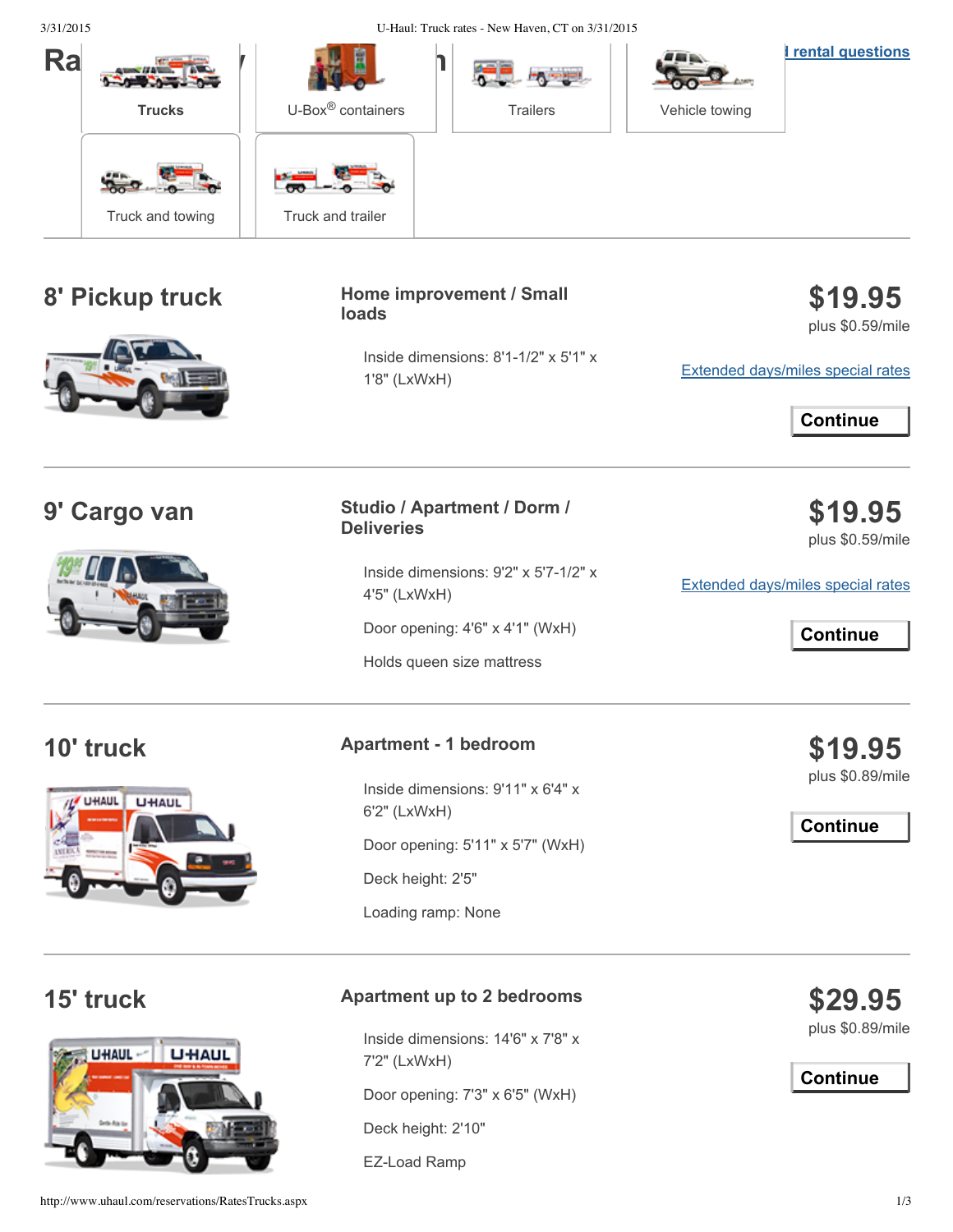Ra

Trucks | U-Box® containers | Trailers | Vehicle towing | rental questions

Truck and towing | Truck and trailer

## 8' Pickup truck

**Home improvement / Small loads**

Inside dimensions: 8'1-1/2" x 5'1" x 1'8" (LxWxH)

**$19.95**
plus $0.59/mile

Extended days/miles special rates

**Continue**

## 9' Cargo van

**Studio / Apartment / Dorm / Deliveries**

Inside dimensions: 9'2" x 5'7-1/2" x 4'5" (LxWxH)

Door opening: 4'6" x 4'1" (WxH)

Holds queen size mattress

**$19.95**
plus $0.59/mile

Extended days/miles special rates

**Continue**

## 10' truck

**Apartment - 1 bedroom**

Inside dimensions: 9'11" x 6'4" x 6'2" (LxWxH)

Door opening: 5'11" x 5'7" (WxH)

Deck height: 2'5"

Loading ramp: None

**$19.95**
plus $0.89/mile

**Continue**

## 15' truck

**Apartment up to 2 bedrooms**

Inside dimensions: 14'6" x 7'8" x 7'2" (LxWxH)

Door opening: 7'3" x 6'5" (WxH)

Deck height: 2'10"

EZ-Load Ramp

**$29.95**
plus $0.89/mile

**Continue**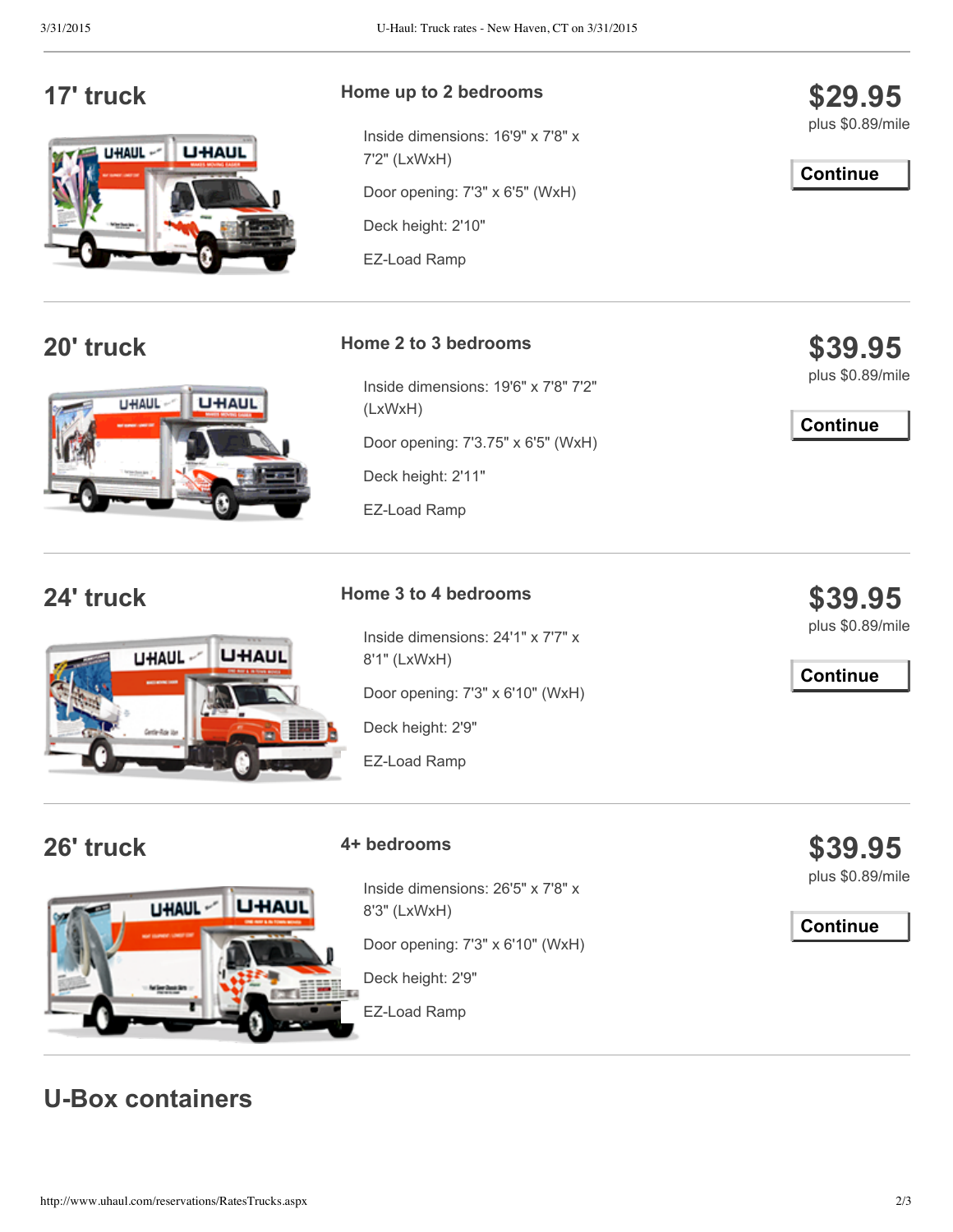## 17' truck

### Home up to 2 bedrooms

Inside dimensions: 16'9" x 7'8" x 7'2" (LxWxH)

Door opening: 7'3" x 6'5" (WxH)

Deck height: 2'10"

EZ-Load Ramp

**$29.95**
plus $0.89/mile

Continue

## 20' truck

### Home 2 to 3 bedrooms

Inside dimensions: 19'6" x 7'8" 7'2" (LxWxH)

Door opening: 7'3.75" x 6'5" (WxH)

Deck height: 2'11"

EZ-Load Ramp

**$39.95**
plus $0.89/mile

Continue

## 24' truck

### Home 3 to 4 bedrooms

Inside dimensions: 24'1" x 7'7" x 8'1" (LxWxH)

Door opening: 7'3" x 6'10" (WxH)

Deck height: 2'9"

EZ-Load Ramp

**$39.95**
plus $0.89/mile

Continue

## 26' truck

### 4+ bedrooms

Inside dimensions: 26'5" x 7'8" x 8'3" (LxWxH)

Door opening: 7'3" x 6'10" (WxH)

Deck height: 2'9"

EZ-Load Ramp

**$39.95**
plus $0.89/mile

Continue

## U-Box containers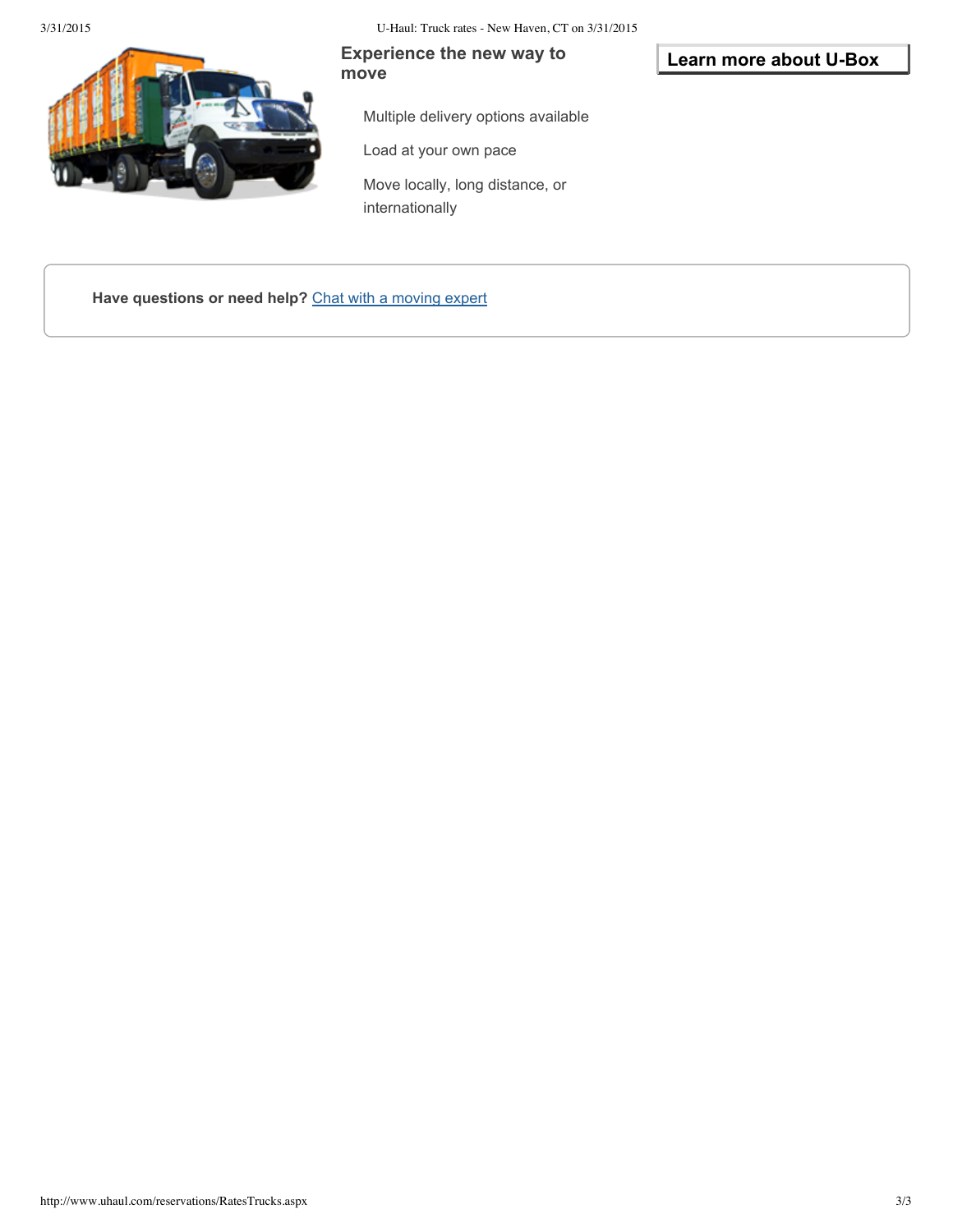**Experience the new way to move**

- Multiple delivery options available
- Load at your own pace
- Move locally, long distance, or internationally

**Learn more about U-Box**

**Have questions or need help?** Chat with a moving expert